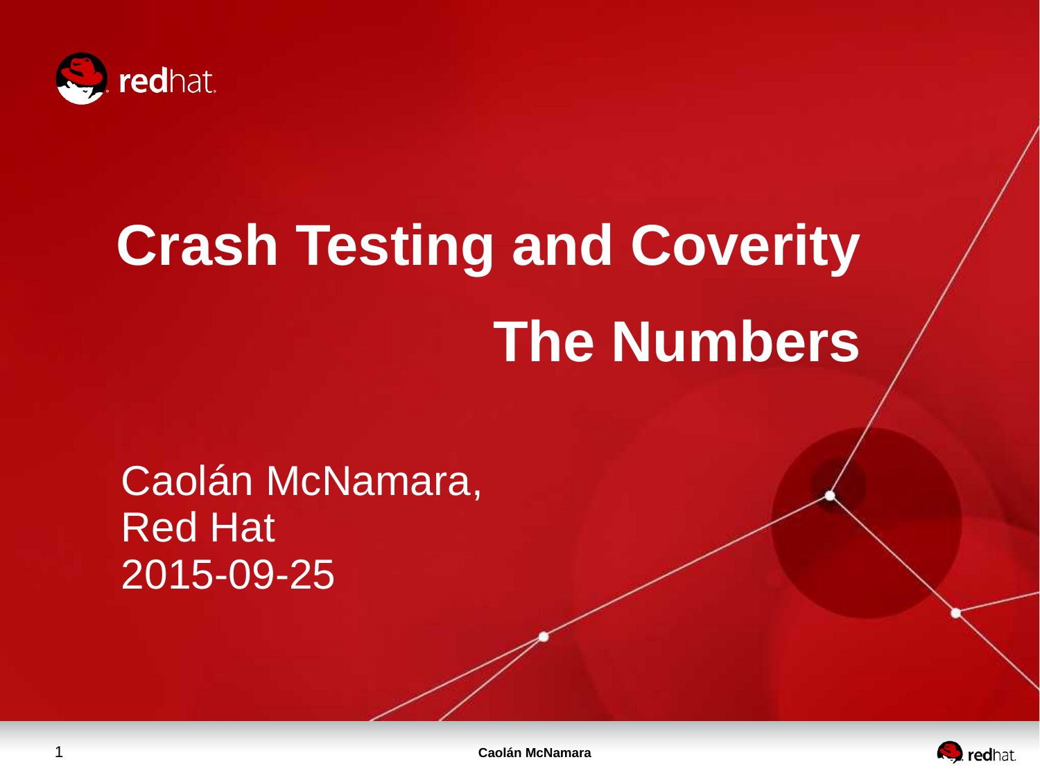# Crash Testing and Coverity

# The Numbers

Caolán McNamara,
Red Hat
2015-09-25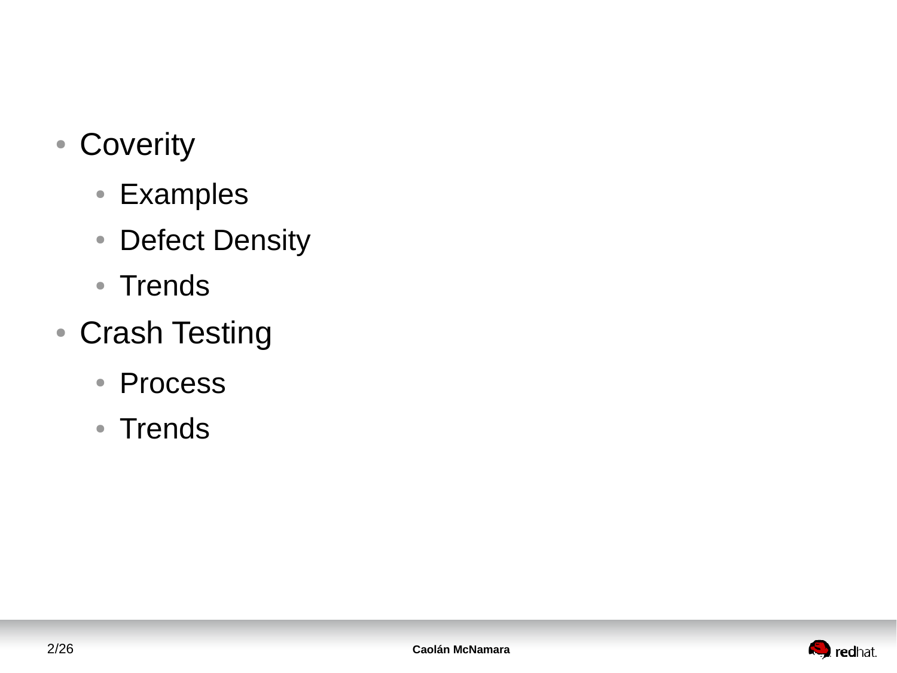- Coverity
  - Examples
  - Defect Density
  - Trends
- Crash Testing
  - Process
  - Trends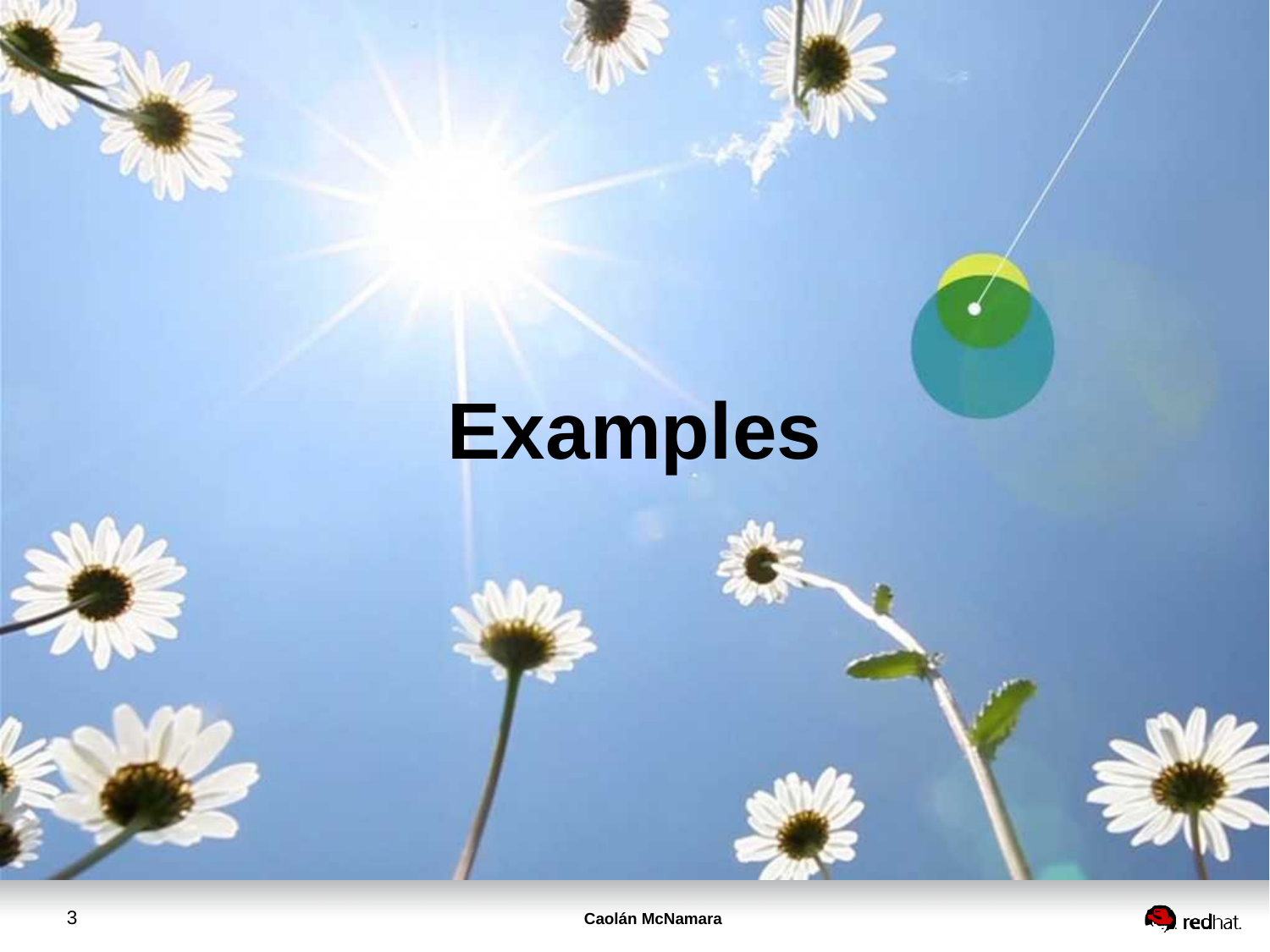# Examples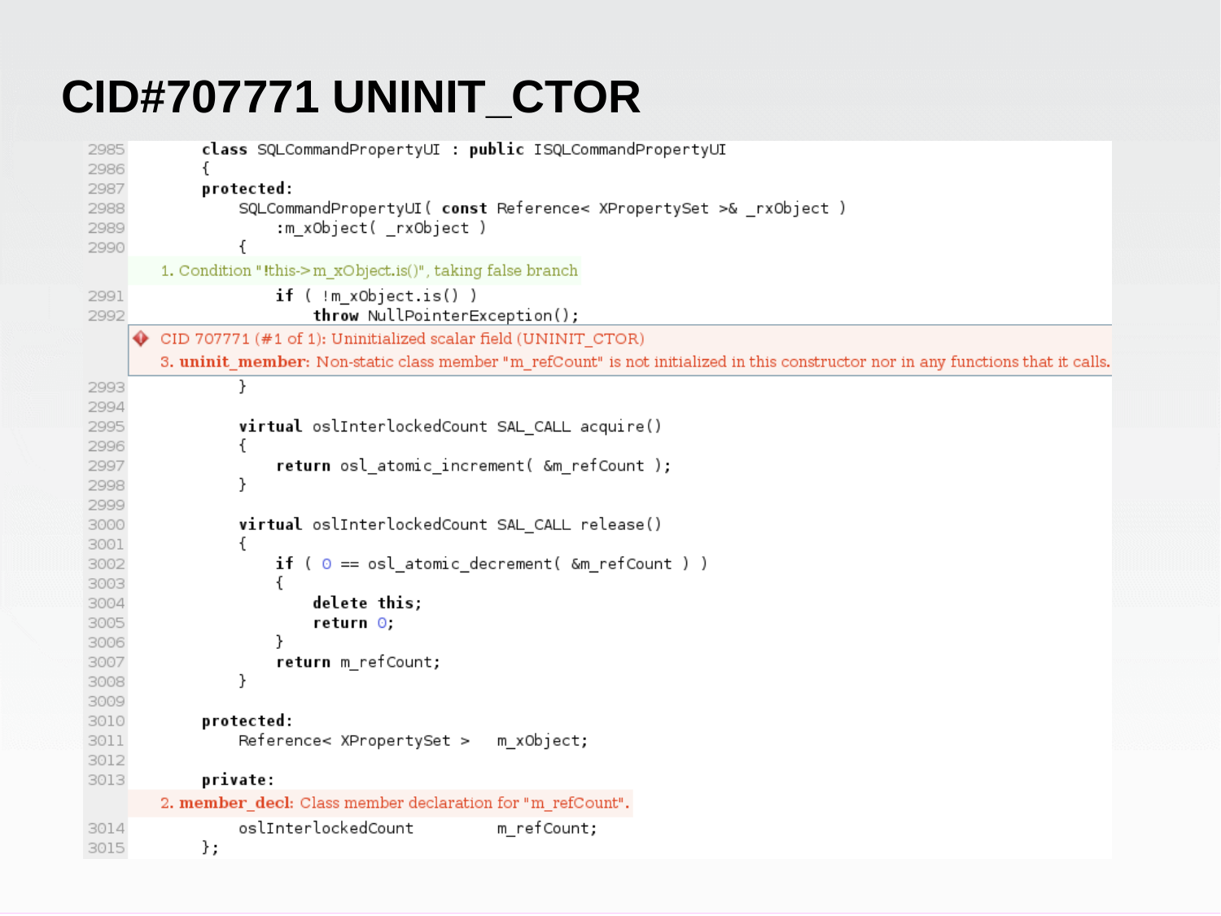# CID#707771 UNINIT_CTOR

```
2985        class SQLCommandPropertyUI : public ISQLCommandPropertyUI
2986        {
2987        protected:
2988            SQLCommandPropertyUI( const Reference< XPropertySet >& _rxObject )
2989                :m_xObject( _rxObject )
2990            {
        1. Condition "!this->m_xObject.is()", taking false branch
2991                if ( !m_xObject.is() )
2992                    throw NullPointerException();
        CID 707771 (#1 of 1): Uninitialized scalar field (UNINIT_CTOR)
        3. uninit_member: Non-static class member "m_refCount" is not initialized in this constructor nor in any functions that it calls.
2993            }
2994
2995            virtual oslInterlockedCount SAL_CALL acquire()
2996            {
2997                return osl_atomic_increment( &m_refCount );
2998            }
2999
3000            virtual oslInterlockedCount SAL_CALL release()
3001            {
3002                if ( 0 == osl_atomic_decrement( &m_refCount ) )
3003                {
3004                    delete this;
3005                    return 0;
3006                }
3007                return m_refCount;
3008            }
3009
3010        protected:
3011            Reference< XPropertySet >   m_xObject;
3012
3013        private:
        2. member_decl: Class member declaration for "m_refCount".
3014            oslInterlockedCount         m_refCount;
3015        };
```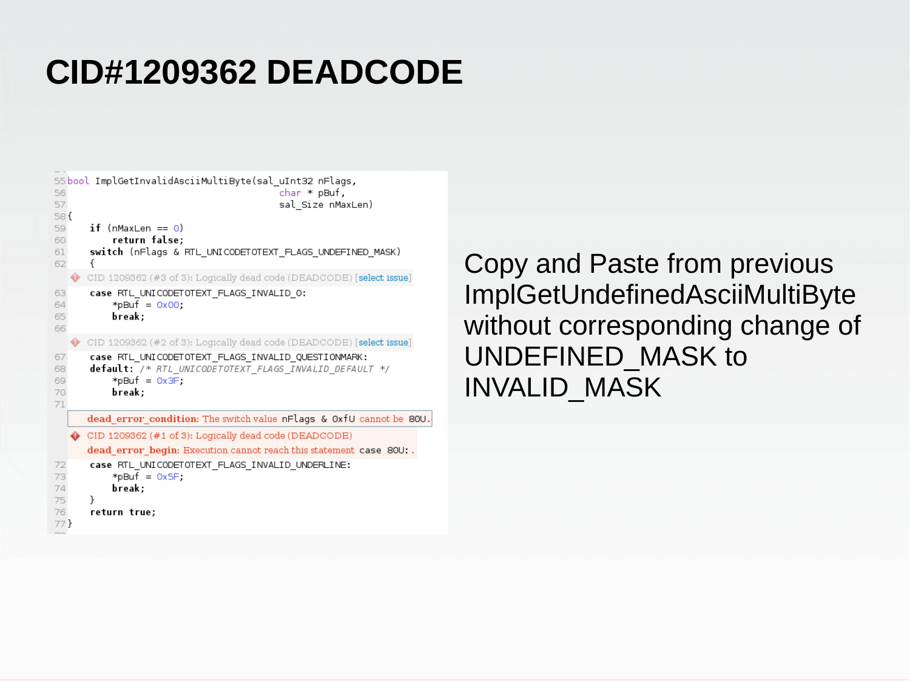# CID#1209362 DEADCODE

```
55 bool ImplGetInvalidAsciiMultiByte(sal_uInt32 nFlags,
56                                    char * pBuf,
57                                    sal_Size nMaxLen)
58 {
59     if (nMaxLen == 0)
60         return false;
61     switch (nFlags & RTL_UNICODETOTEXT_FLAGS_UNDEFINED_MASK)
62     {
   CID 1209362 (#3 of 3): Logically dead code (DEADCODE) [select issue]
63     case RTL_UNICODETOTEXT_FLAGS_INVALID_0:
64         *pBuf = 0x00;
65         break;
66
   CID 1209362 (#2 of 3): Logically dead code (DEADCODE) [select issue]
67     case RTL_UNICODETOTEXT_FLAGS_INVALID_QUESTIONMARK:
68     default: /* RTL_UNICODETOTEXT_FLAGS_INVALID_DEFAULT */
69         *pBuf = 0x3F;
70         break;
71
   dead_error_condition: The switch value nFlags & 0xfU cannot be 80U.
   CID 1209362 (#1 of 3): Logically dead code (DEADCODE)
   dead_error_begin: Execution cannot reach this statement case 80U:.
72     case RTL_UNICODETOTEXT_FLAGS_INVALID_UNDERLINE:
73         *pBuf = 0x5F;
74         break;
75     }
76     return true;
77 }
```

Copy and Paste from previous ImplGetUndefinedAsciiMultiByte without corresponding change of UNDEFINED_MASK to INVALID_MASK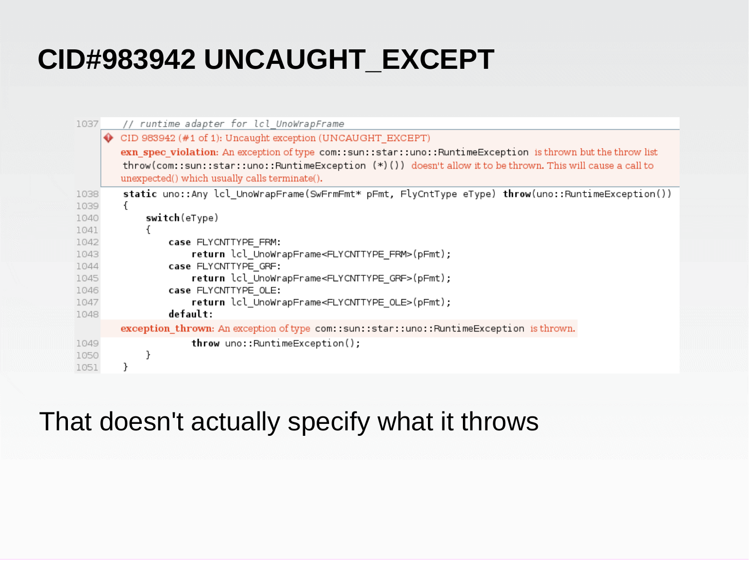# CID#983942 UNCAUGHT_EXCEPT

```
1037    // runtime adapter for lcl_UnoWrapFrame
        CID 983942 (#1 of 1): Uncaught exception (UNCAUGHT_EXCEPT)
        exn_spec_violation: An exception of type com::sun::star::uno::RuntimeException is thrown but the throw list
        throw(com::sun::star::uno::RuntimeException (*)()) doesn't allow it to be thrown. This will cause a call to
        unexpected() which usually calls terminate().
1038    static uno::Any lcl_UnoWrapFrame(SwFrmFmt* pFmt, FlyCntType eType) throw(uno::RuntimeException())
1039    {
1040        switch(eType)
1041        {
1042            case FLYCNTTYPE_FRM:
1043                return lcl_UnoWrapFrame<FLYCNTTYPE_FRM>(pFmt);
1044            case FLYCNTTYPE_GRF:
1045                return lcl_UnoWrapFrame<FLYCNTTYPE_GRF>(pFmt);
1046            case FLYCNTTYPE_OLE:
1047                return lcl_UnoWrapFrame<FLYCNTTYPE_OLE>(pFmt);
1048            default:
        exception_thrown: An exception of type com::sun::star::uno::RuntimeException is thrown.
1049                throw uno::RuntimeException();
1050        }
1051    }
```

That doesn't actually specify what it throws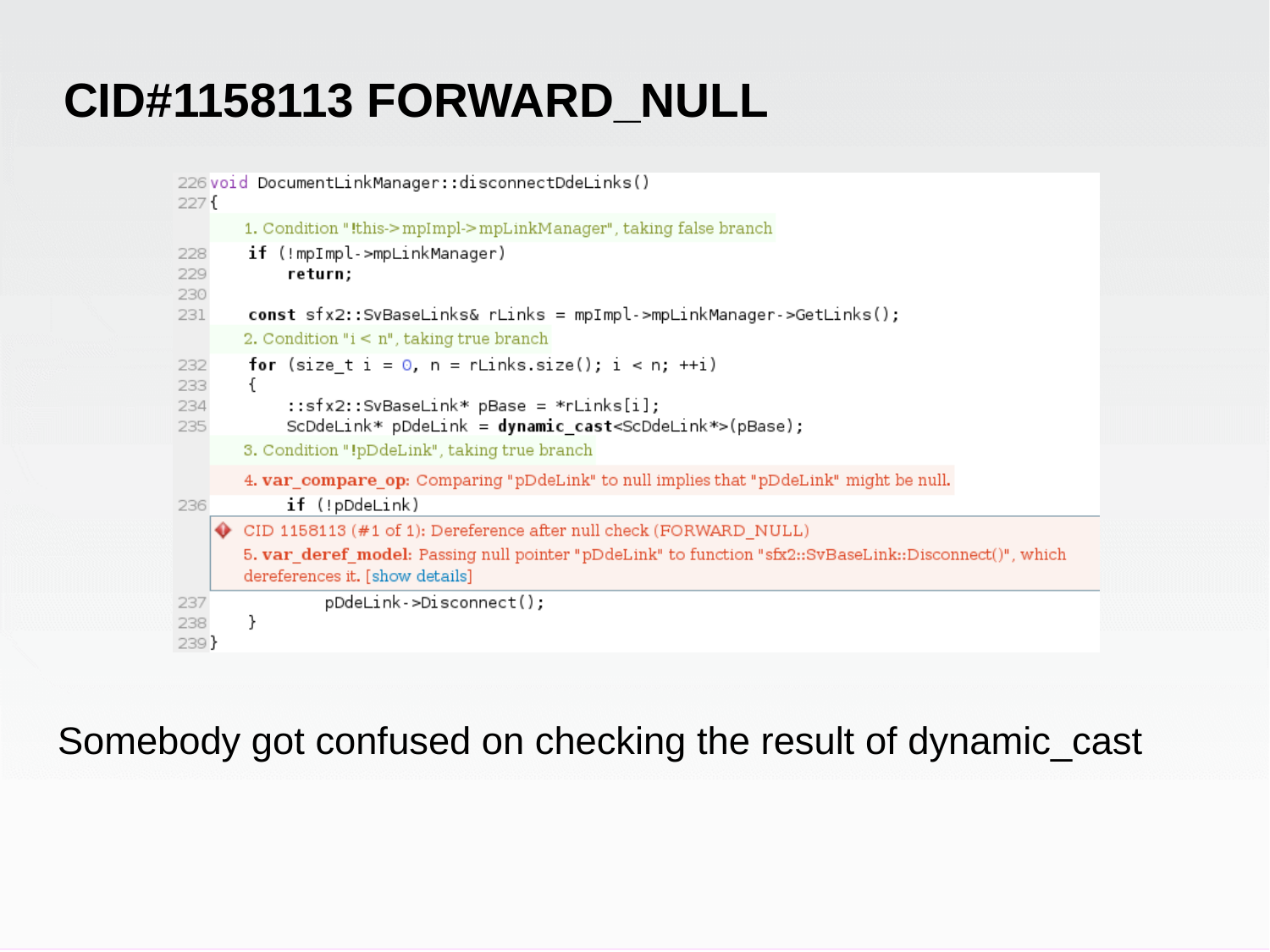# CID#1158113 FORWARD_NULL

```
226 void DocumentLinkManager::disconnectDdeLinks()
227 {
        1. Condition "!this->mpImpl->mpLinkManager", taking false branch
228     if (!mpImpl->mpLinkManager)
229         return;
230
231     const sfx2::SvBaseLinks& rLinks = mpImpl->mpLinkManager->GetLinks();
        2. Condition "i < n", taking true branch
232     for (size_t i = 0, n = rLinks.size(); i < n; ++i)
233     {
234         ::sfx2::SvBaseLink* pBase = *rLinks[i];
235         ScDdeLink* pDdeLink = dynamic_cast<ScDdeLink*>(pBase);
            3. Condition "!pDdeLink", taking true branch
            4. var_compare_op: Comparing "pDdeLink" to null implies that "pDdeLink" might be null.
236         if (!pDdeLink)
        CID 1158113 (#1 of 1): Dereference after null check (FORWARD_NULL)
        5. var_deref_model: Passing null pointer "pDdeLink" to function "sfx2::SvBaseLink::Disconnect()", which
        dereferences it. [show details]
237             pDdeLink->Disconnect();
238     }
239 }
```

Somebody got confused on checking the result of dynamic_cast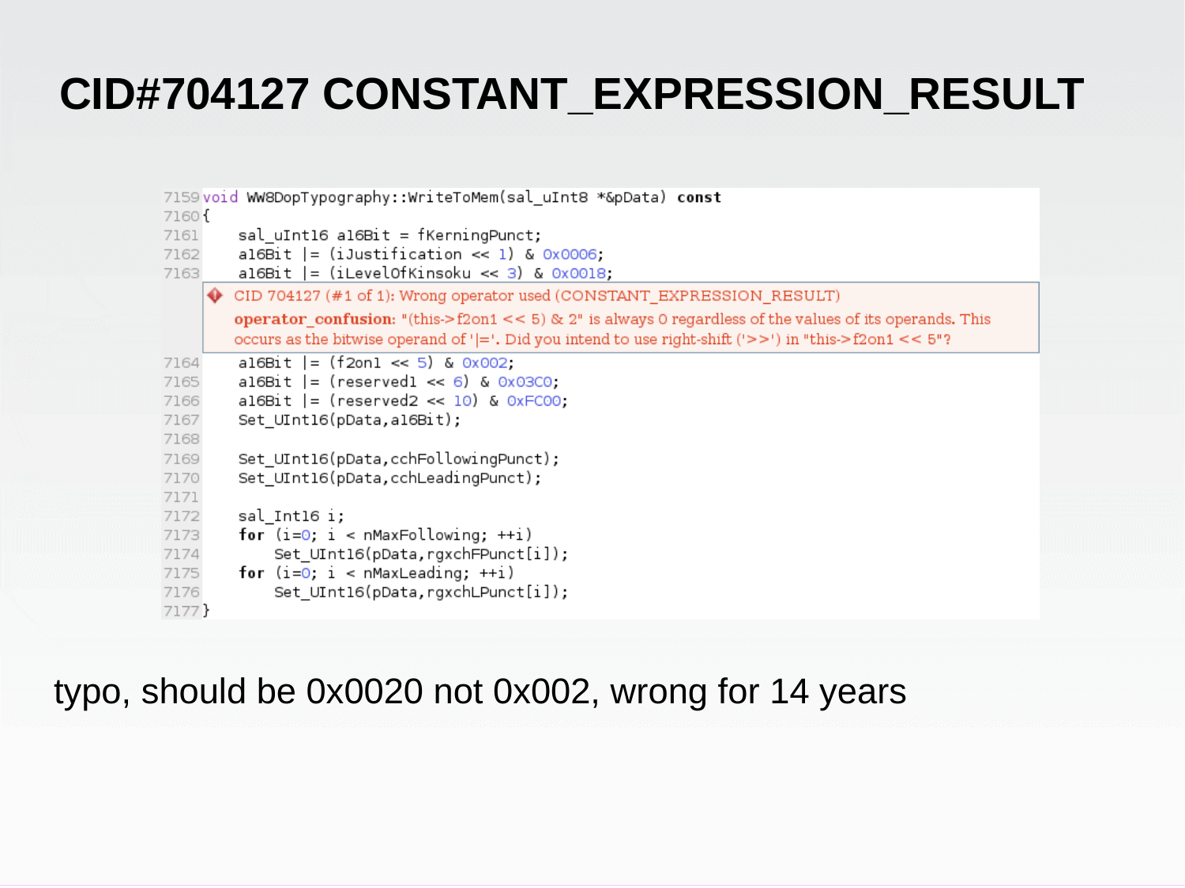# CID#704127 CONSTANT_EXPRESSION_RESULT

```
7159 void WW8DopTypography::WriteToMem(sal_uInt8 *&pData) const
7160 {
7161     sal_uInt16 a16Bit = fKerningPunct;
7162     a16Bit |= (iJustification << 1) & 0x0006;
7163     a16Bit |= (iLevelOfKinsoku << 3) & 0x0018;
```

CID 704127 (#1 of 1): Wrong operator used (CONSTANT_EXPRESSION_RESULT)
**operator_confusion**: "(this->f2on1 << 5) & 2" is always 0 regardless of the values of its operands. This occurs as the bitwise operand of '|='. Did you intend to use right-shift ('>>') in "this->f2on1 << 5"?

```
7164     a16Bit |= (f2on1 << 5) & 0x002;
7165     a16Bit |= (reserved1 << 6) & 0x03C0;
7166     a16Bit |= (reserved2 << 10) & 0xFC00;
7167     Set_UInt16(pData,a16Bit);
7168 
7169     Set_UInt16(pData,cchFollowingPunct);
7170     Set_UInt16(pData,cchLeadingPunct);
7171 
7172     sal_Int16 i;
7173     for (i=0; i < nMaxFollowing; ++i)
7174         Set_UInt16(pData,rgxchFPunct[i]);
7175     for (i=0; i < nMaxLeading; ++i)
7176         Set_UInt16(pData,rgxchLPunct[i]);
7177 }
```

typo, should be 0x0020 not 0x002, wrong for 14 years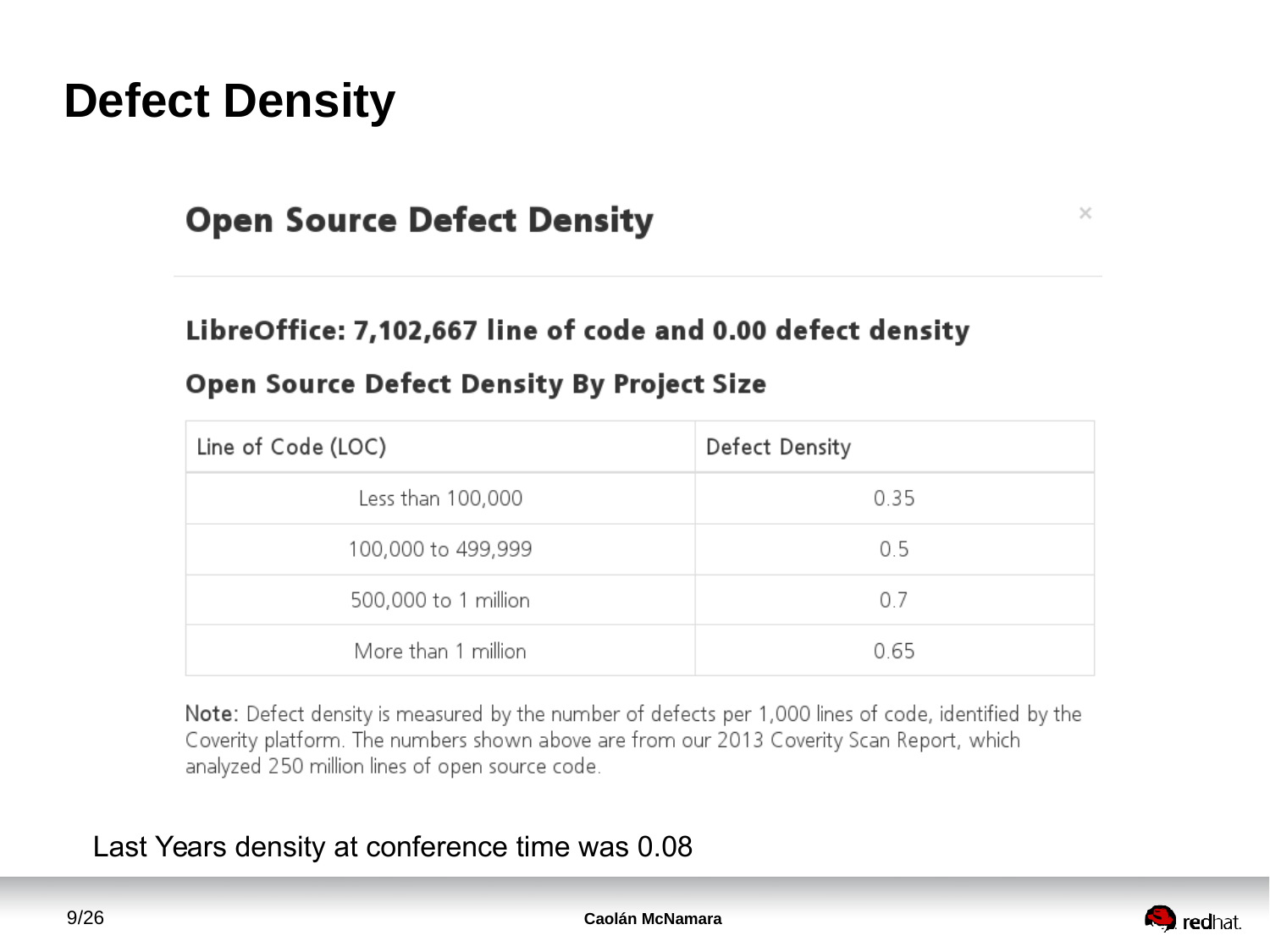# Defect Density

## Open Source Defect Density

**LibreOffice: 7,102,667 line of code and 0.00 defect density**

**Open Source Defect Density By Project Size**

| Line of Code (LOC) | Defect Density |
|---|---|
| Less than 100,000 | 0.35 |
| 100,000 to 499,999 | 0.5 |
| 500,000 to 1 million | 0.7 |
| More than 1 million | 0.65 |

**Note:** Defect density is measured by the number of defects per 1,000 lines of code, identified by the Coverity platform. The numbers shown above are from our 2013 Coverity Scan Report, which analyzed 250 million lines of open source code.

Last Years density at conference time was 0.08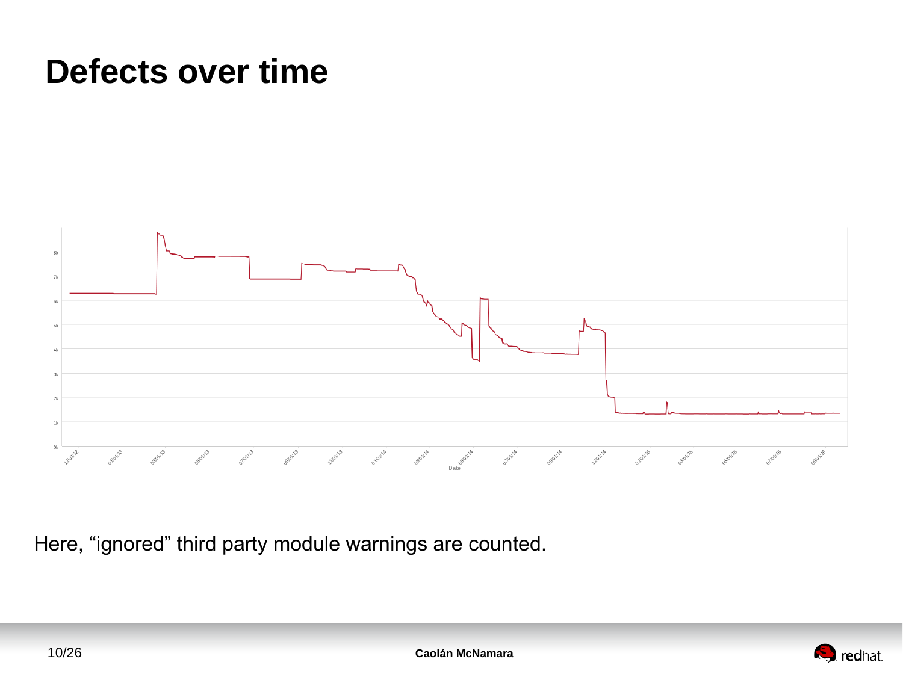# Defects over time

8k
7k
6k
5k
4k
3k
2k
1k
0k

11/01/12
01/01/13
03/01/13
05/01/13
07/01/13
09/01/13
11/01/13
01/01/14
03/01/14
05/01/14
07/01/14
09/01/14
11/01/14
01/01/15
03/01/15
05/01/15
07/01/15
09/01/15

Date

Here, “ignored” third party module warnings are counted.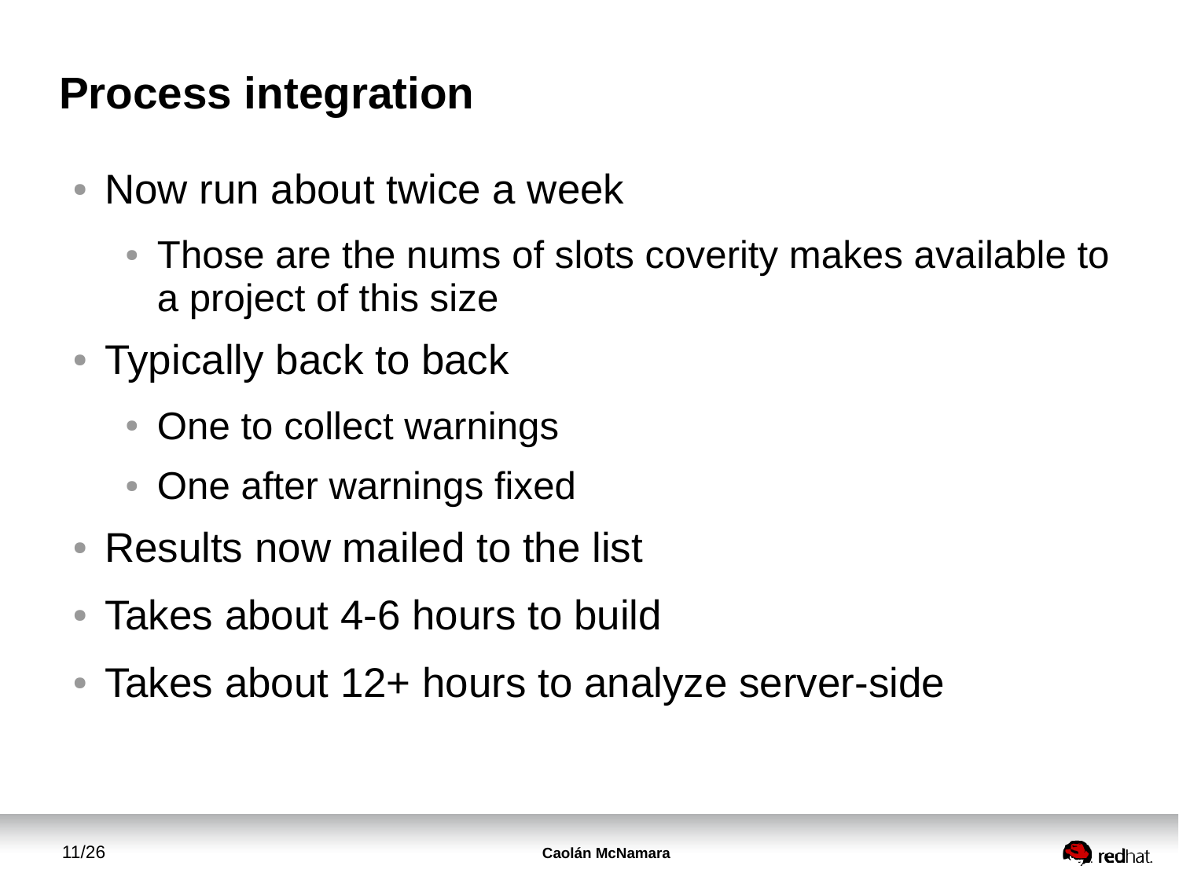# Process integration

- Now run about twice a week
  - Those are the nums of slots coverity makes available to a project of this size
- Typically back to back
  - One to collect warnings
  - One after warnings fixed
- Results now mailed to the list
- Takes about 4-6 hours to build
- Takes about 12+ hours to analyze server-side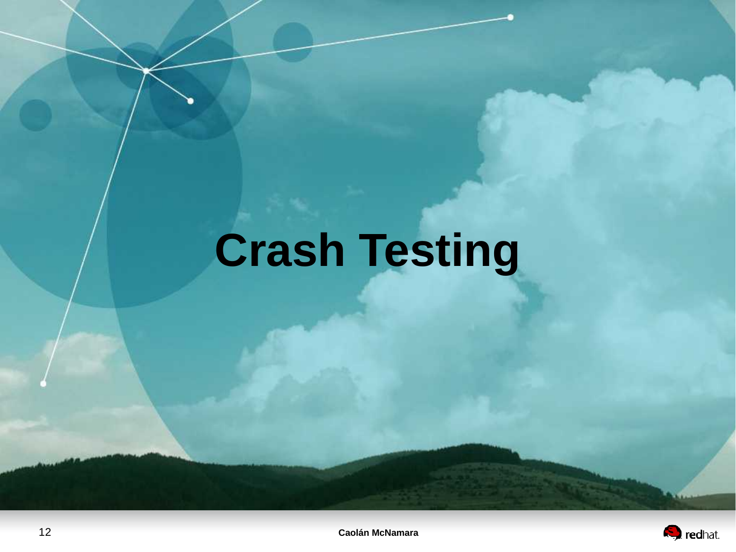# Crash Testing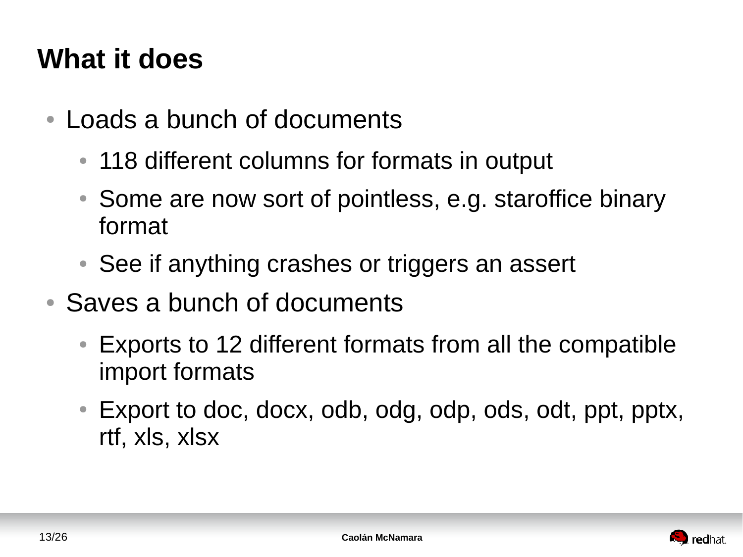# What it does

- Loads a bunch of documents
  - 118 different columns for formats in output
  - Some are now sort of pointless, e.g. staroffice binary format
  - See if anything crashes or triggers an assert
- Saves a bunch of documents
  - Exports to 12 different formats from all the compatible import formats
  - Export to doc, docx, odb, odg, odp, ods, odt, ppt, pptx, rtf, xls, xlsx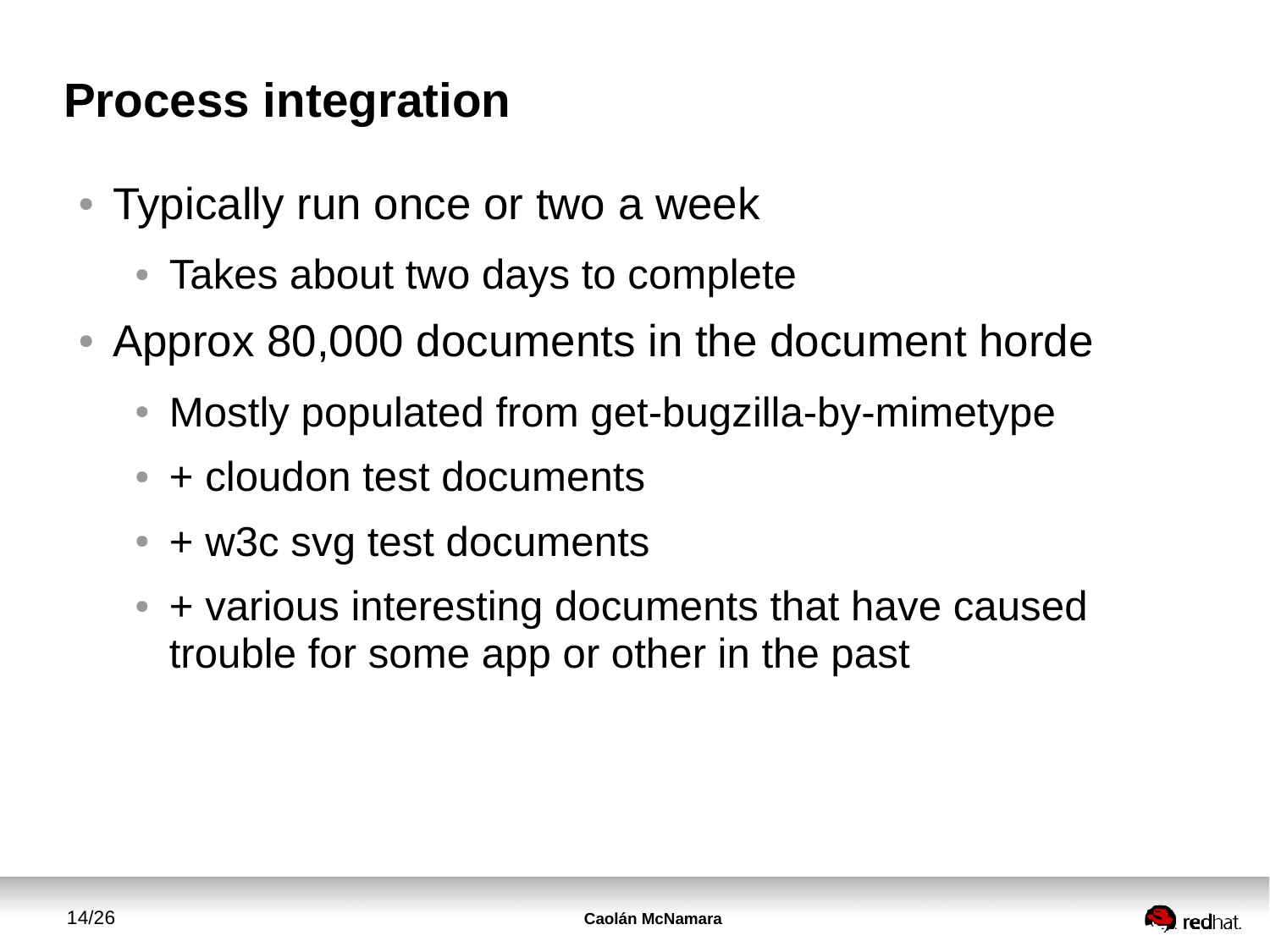# Process integration

- Typically run once or two a week
  - Takes about two days to complete
- Approx 80,000 documents in the document horde
  - Mostly populated from get-bugzilla-by-mimetype
  - + cloudon test documents
  - + w3c svg test documents
  - + various interesting documents that have caused trouble for some app or other in the past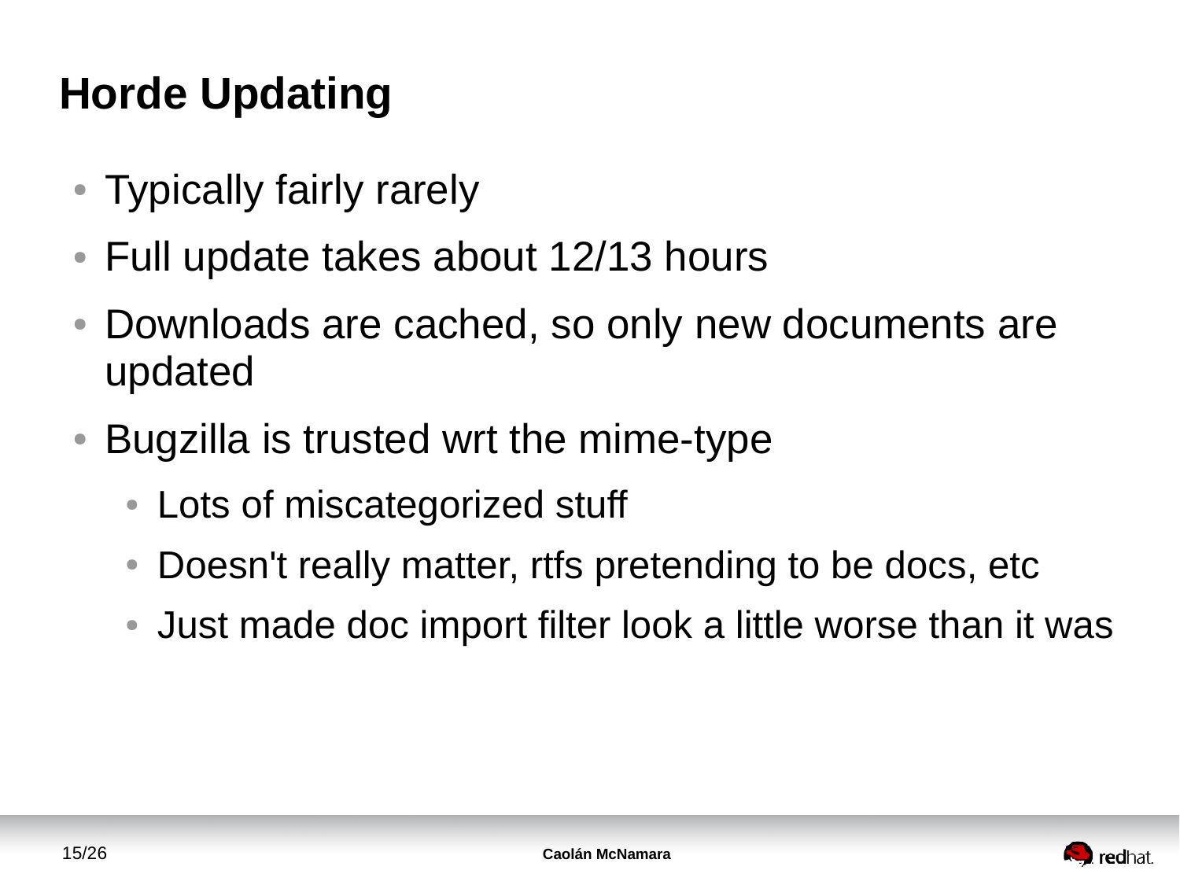# Horde Updating

- Typically fairly rarely
- Full update takes about 12/13 hours
- Downloads are cached, so only new documents are updated
- Bugzilla is trusted wrt the mime-type
  - Lots of miscategorized stuff
  - Doesn't really matter, rtfs pretending to be docs, etc
  - Just made doc import filter look a little worse than it was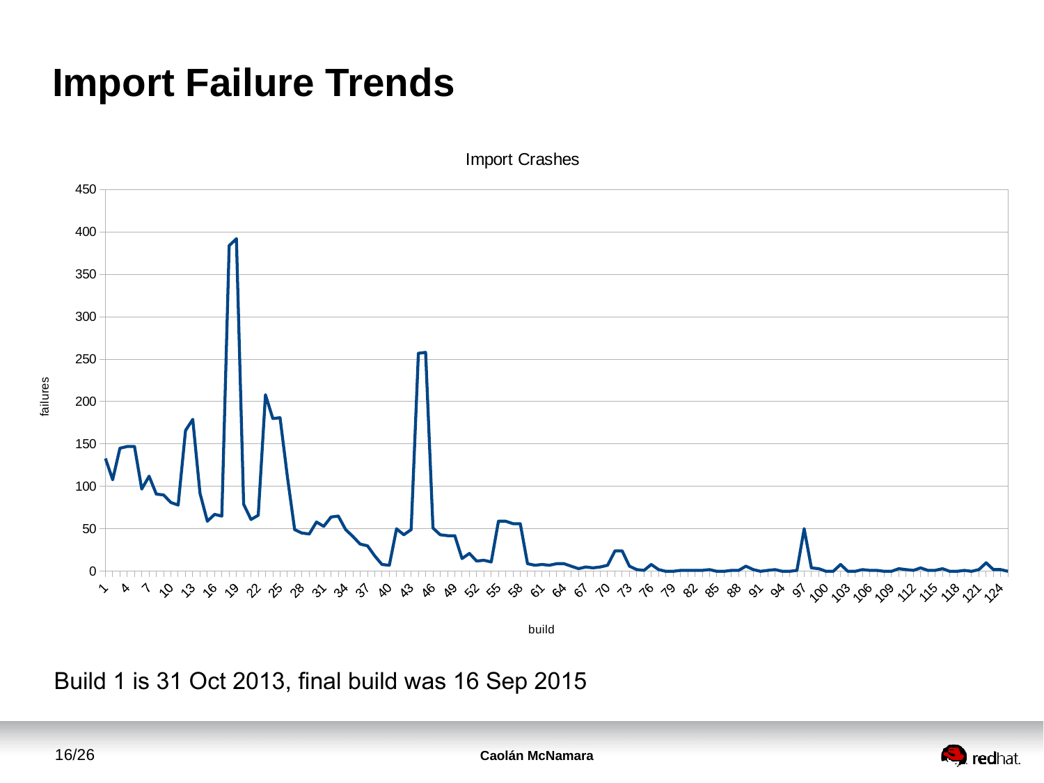# Import Failure Trends

Import Crashes

450
400
350
300
250
200
150
100
50
0

failures

1 4 7 10 13 16 19 22 25 28 31 34 37 40 43 46 49 52 55 58 61 64 67 70 73 76 79 82 85 88 91 94 97 100 103 106 109 112 115 118 121 124

build

Build 1 is 31 Oct 2013, final build was 16 Sep 2015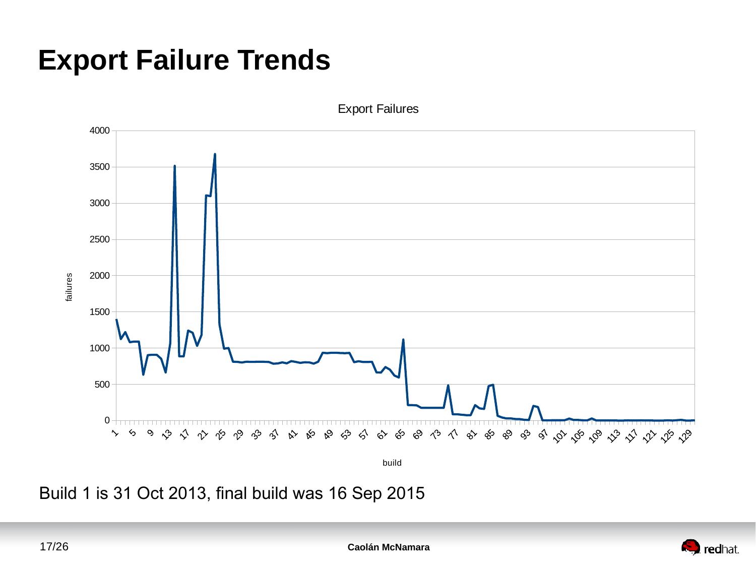# Export Failure Trends

Export Failures

Build 1 is 31 Oct 2013, final build was 16 Sep 2015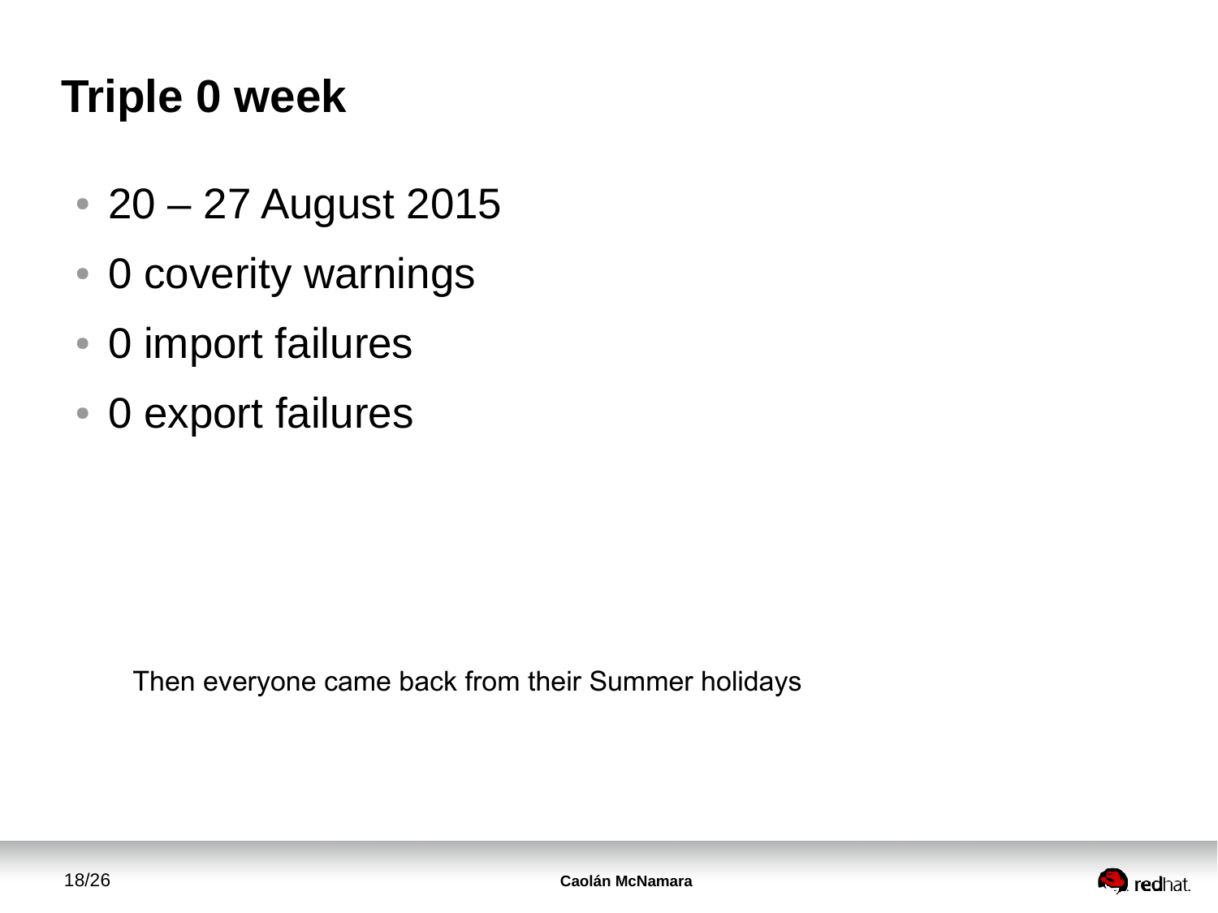# Triple 0 week

- 20 – 27 August 2015
- 0 coverity warnings
- 0 import failures
- 0 export failures

Then everyone came back from their Summer holidays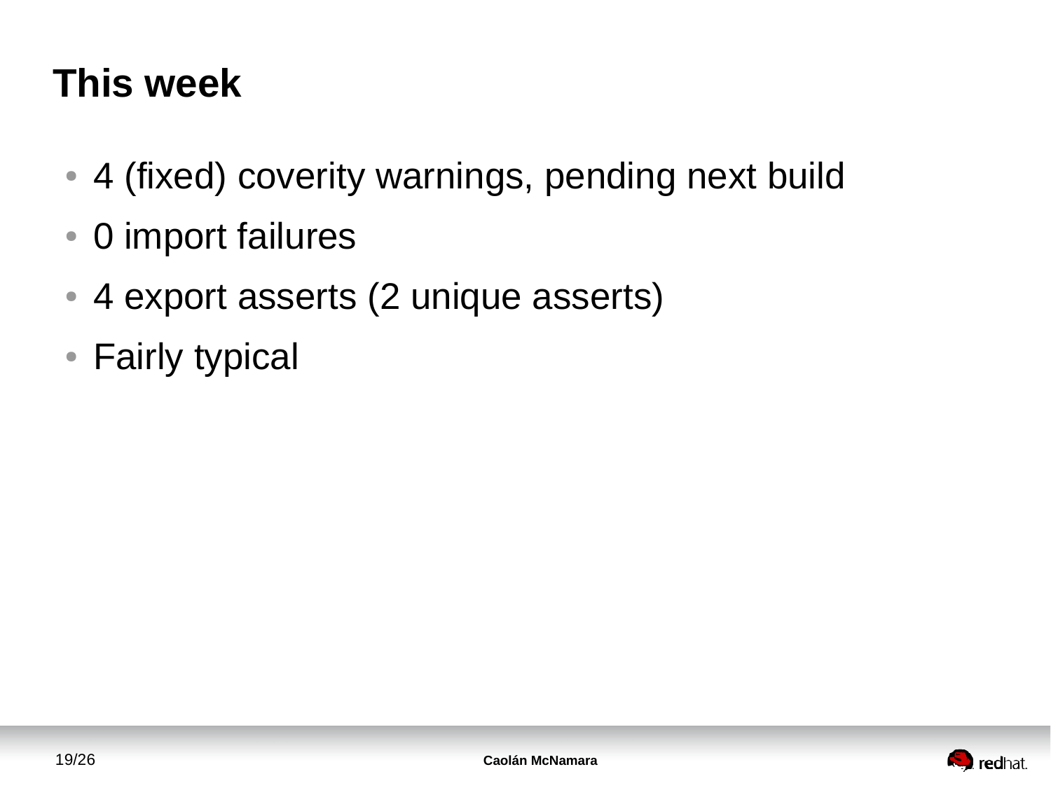# This week

- 4 (fixed) coverity warnings, pending next build
- 0 import failures
- 4 export asserts (2 unique asserts)
- Fairly typical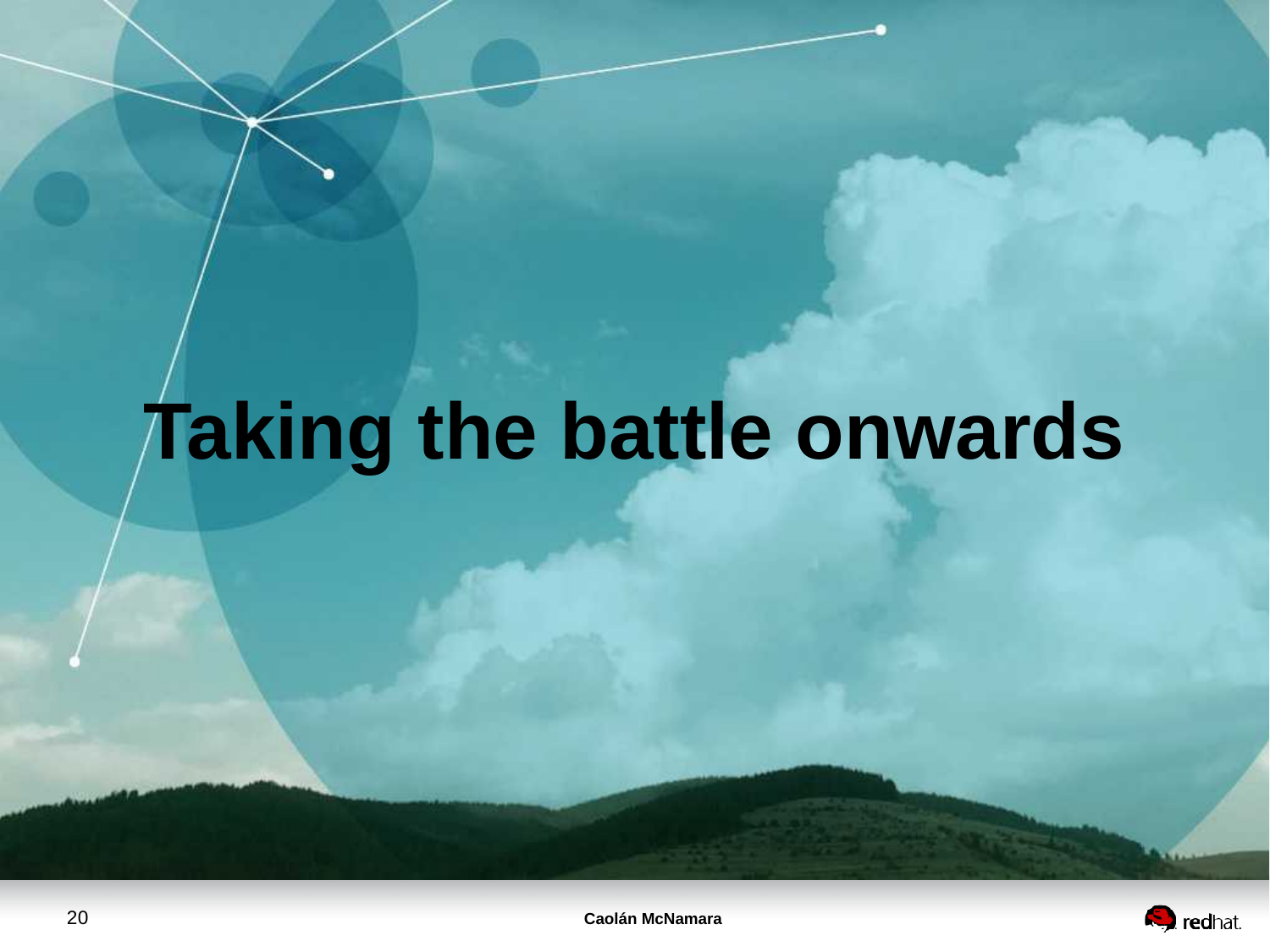# Taking the battle onwards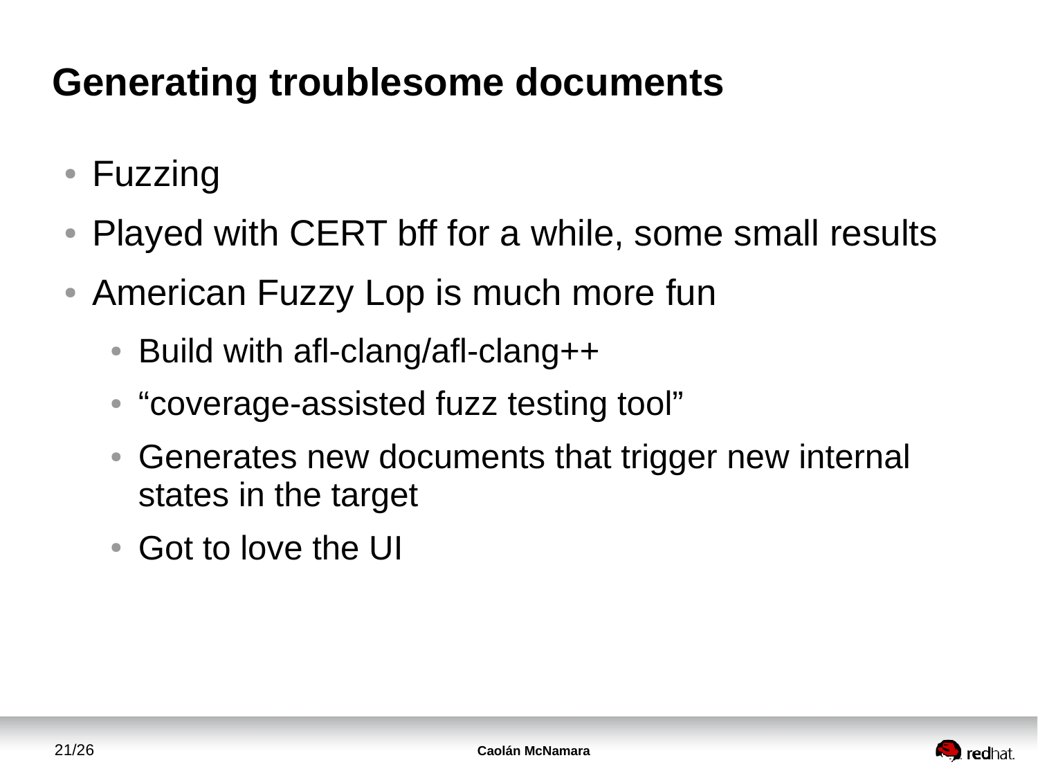# Generating troublesome documents

- Fuzzing
- Played with CERT bff for a while, some small results
- American Fuzzy Lop is much more fun
  - Build with afl-clang/afl-clang++
  - “coverage-assisted fuzz testing tool”
  - Generates new documents that trigger new internal states in the target
  - Got to love the UI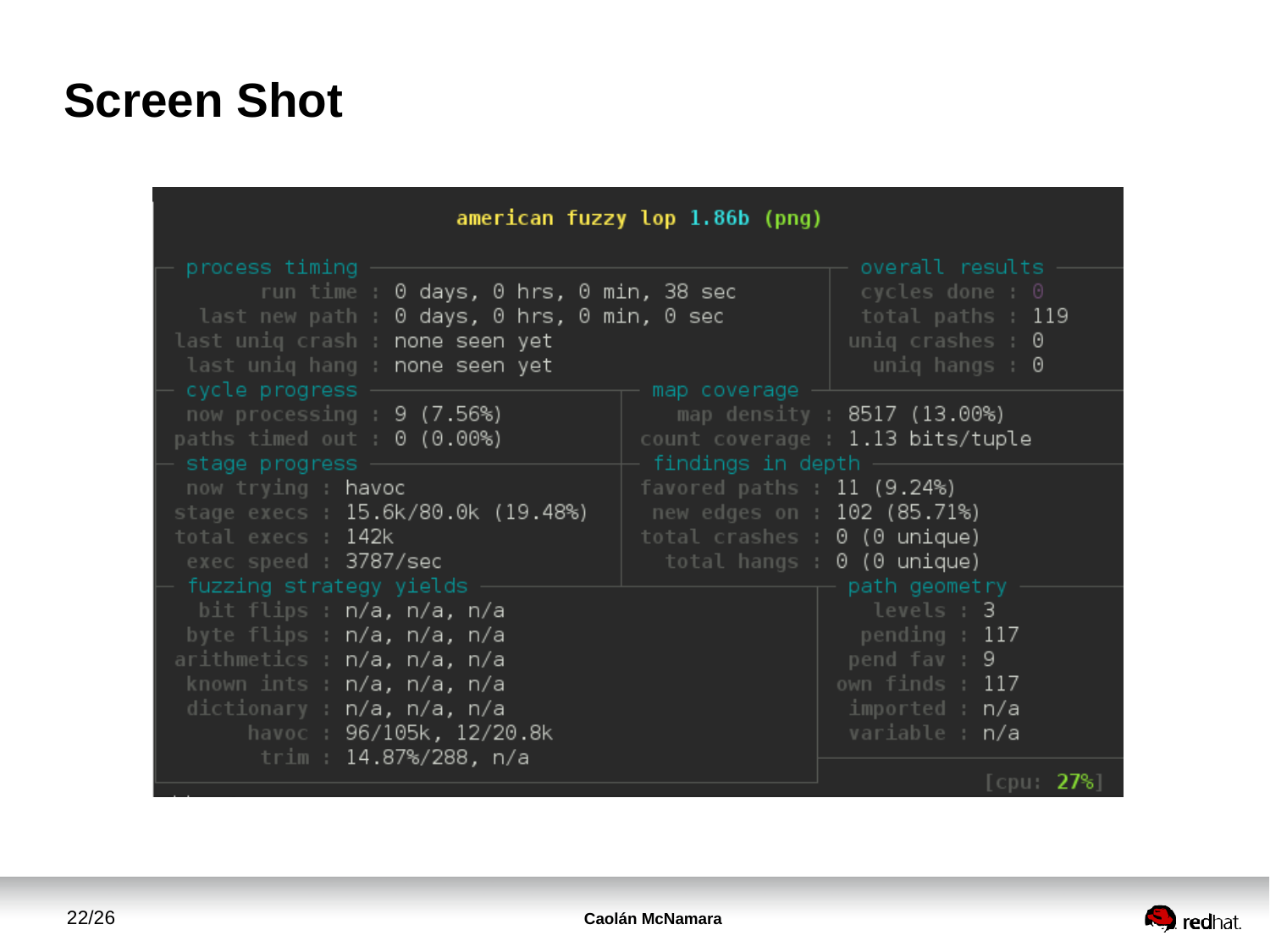# Screen Shot

```
                    american fuzzy lop 1.86b (png)

┌─ process timing ─────────────────────────────────────┬─ overall results ─────┐
│        run time : 0 days, 0 hrs, 0 min, 38 sec        │  cycles done : 0      │
│   last new path : 0 days, 0 hrs, 0 min, 0 sec         │  total paths : 119    │
│ last uniq crash : none seen yet                       │ uniq crashes : 0      │
│  last uniq hang : none seen yet                       │   uniq hangs : 0      │
├─ cycle progress ────────────────────┬─ map coverage ─┴───────────────────────┤
│  now processing : 9 (7.56%)         │    map density : 8517 (13.00%)         │
│ paths timed out : 0 (0.00%)         │ count coverage : 1.13 bits/tuple       │
├─ stage progress ────────────────────┼─ findings in depth ────────────────────┤
│  now trying : havoc                 │ favored paths : 11 (9.24%)             │
│ stage execs : 15.6k/80.0k (19.48%)  │  new edges on : 102 (85.71%)           │
│ total execs : 142k                  │ total crashes : 0 (0 unique)           │
│  exec speed : 3787/sec              │   total hangs : 0 (0 unique)           │
├─ fuzzing strategy yields ───────────┴───────────────┬─ path geometry ────────┤
│   bit flips : n/a, n/a, n/a                         │    levels : 3          │
│  byte flips : n/a, n/a, n/a                         │   pending : 117        │
│ arithmetics : n/a, n/a, n/a                         │  pend fav : 9          │
│  known ints : n/a, n/a, n/a                         │ own finds : 117        │
│  dictionary : n/a, n/a, n/a                         │  imported : n/a        │
│       havoc : 96/105k, 12/20.8k                     │  variable : n/a        │
│        trim : 14.87%/288, n/a                       ├────────────────────────┘
└─────────────────────────────────────────────────────┘             [cpu: 27%]
```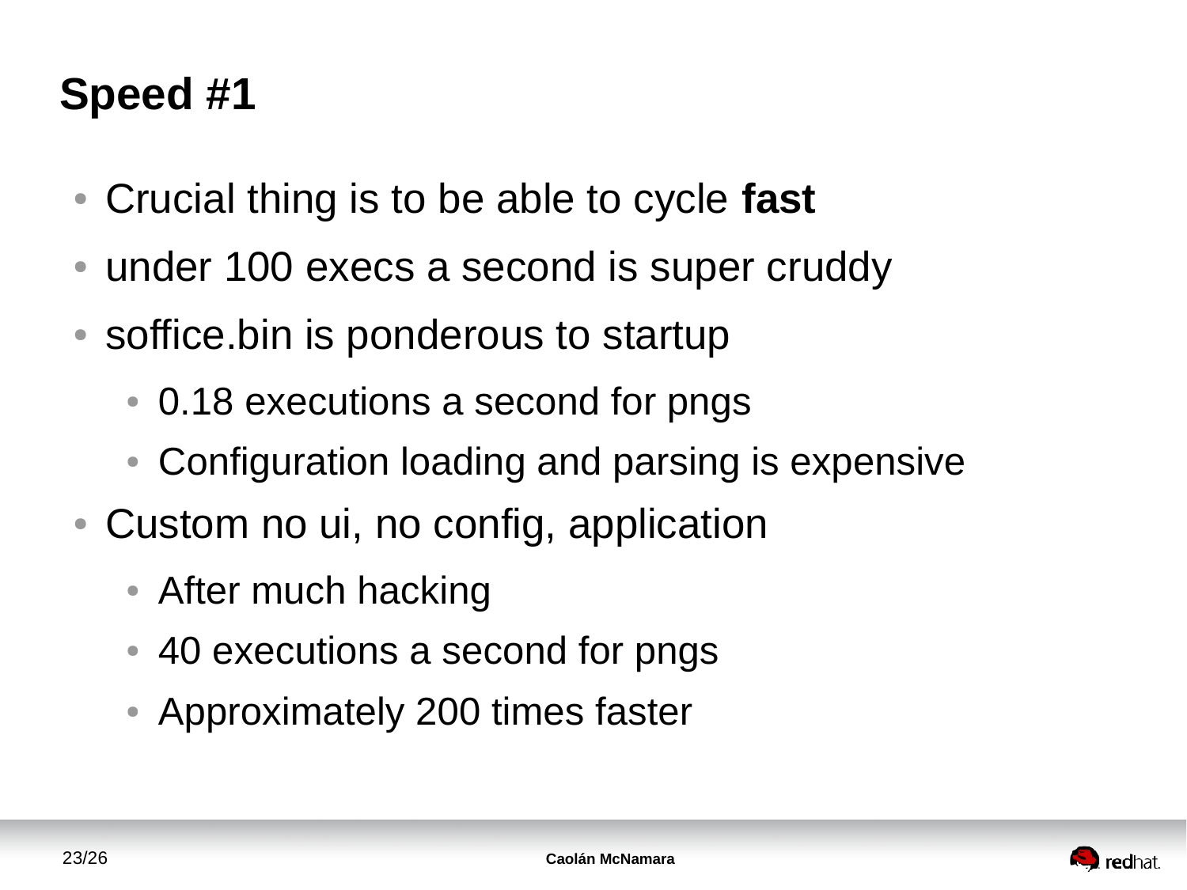# Speed #1

- Crucial thing is to be able to cycle **fast**
- under 100 execs a second is super cruddy
- soffice.bin is ponderous to startup
  - 0.18 executions a second for pngs
  - Configuration loading and parsing is expensive
- Custom no ui, no config, application
  - After much hacking
  - 40 executions a second for pngs
  - Approximately 200 times faster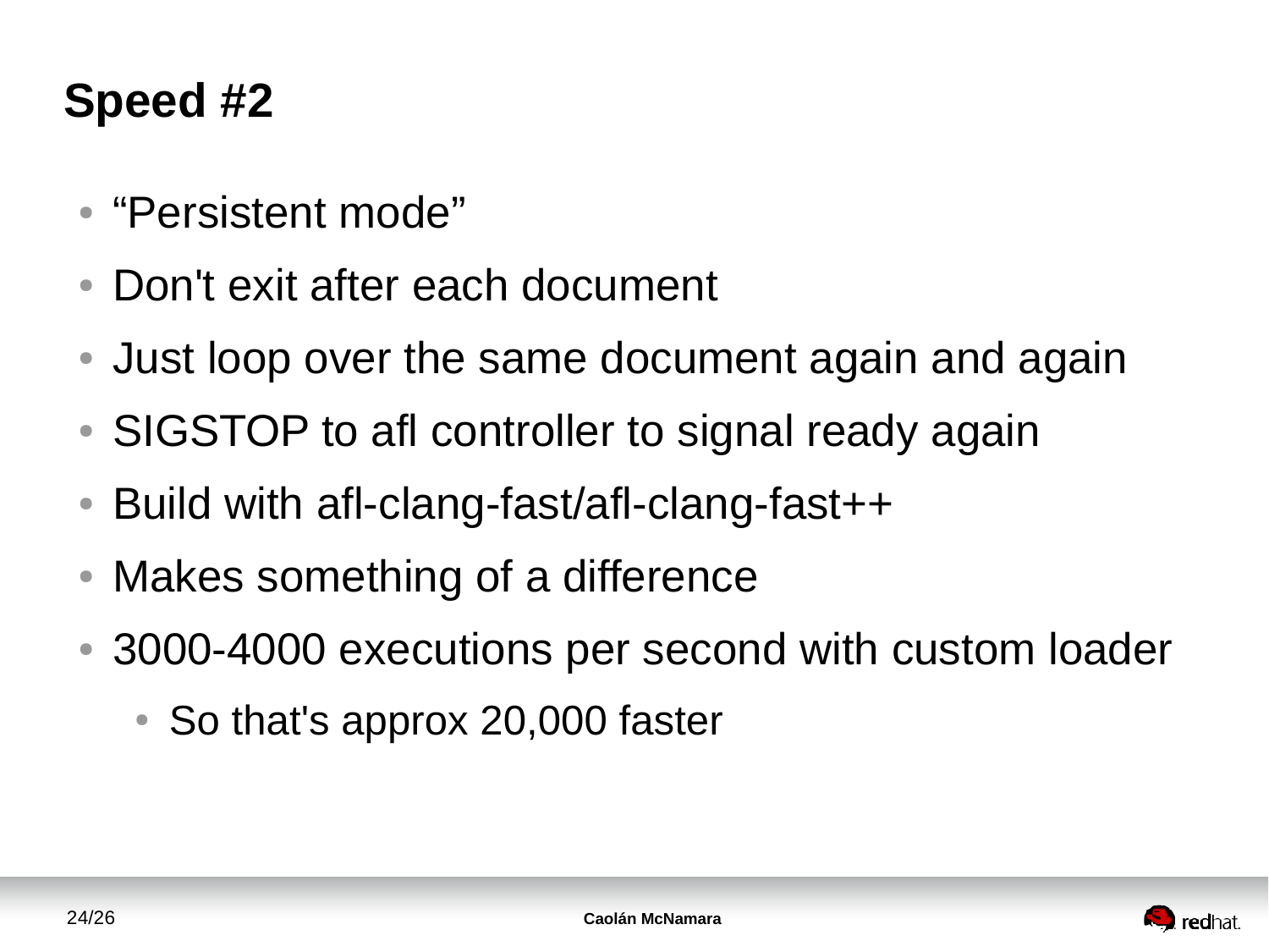# Speed #2

- “Persistent mode”
- Don't exit after each document
- Just loop over the same document again and again
- SIGSTOP to afl controller to signal ready again
- Build with afl-clang-fast/afl-clang-fast++
- Makes something of a difference
- 3000-4000 executions per second with custom loader
  - So that's approx 20,000 faster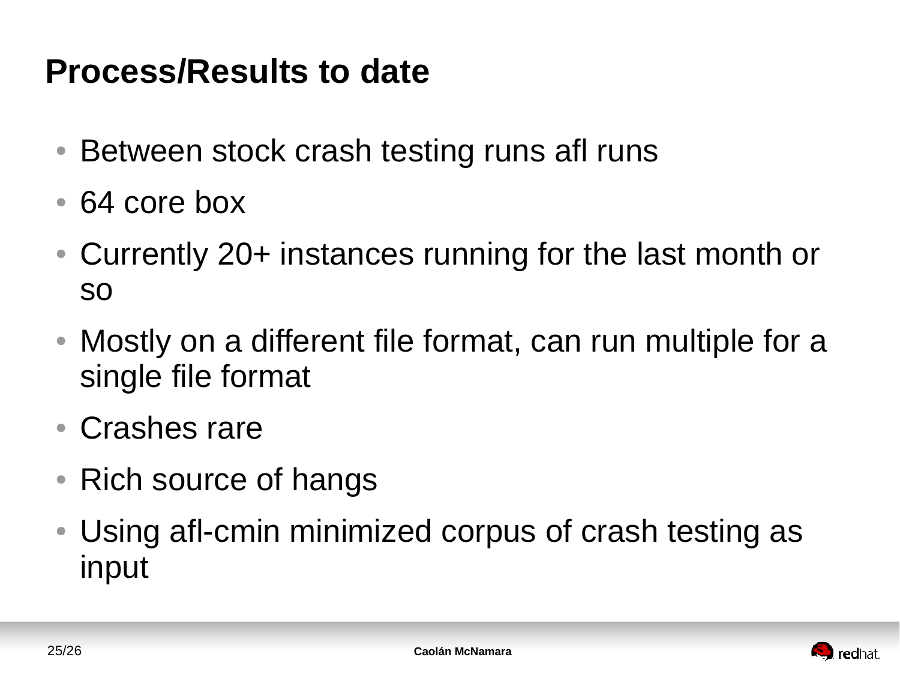# Process/Results to date

- Between stock crash testing runs afl runs
- 64 core box
- Currently 20+ instances running for the last month or so
- Mostly on a different file format, can run multiple for a single file format
- Crashes rare
- Rich source of hangs
- Using afl-cmin minimized corpus of crash testing as input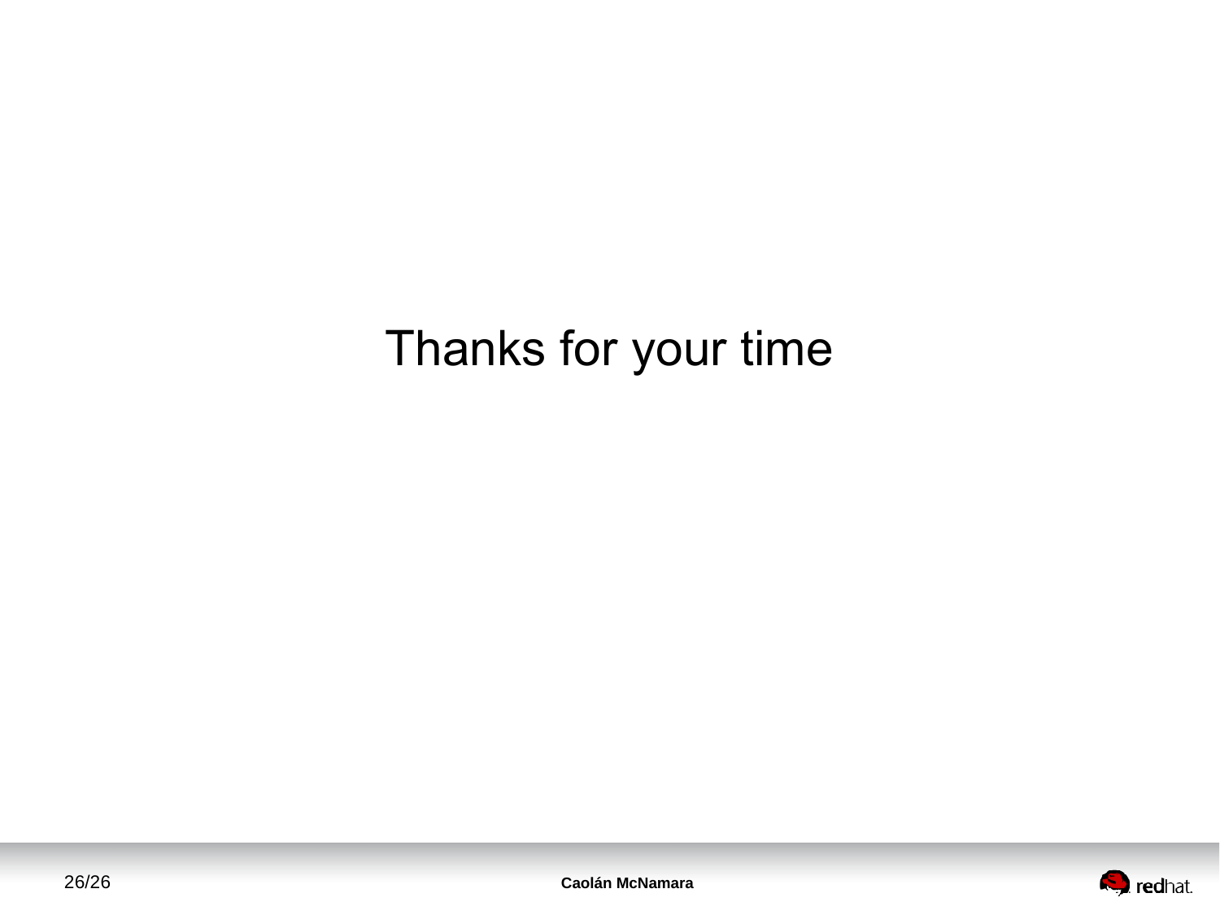Thanks for your time